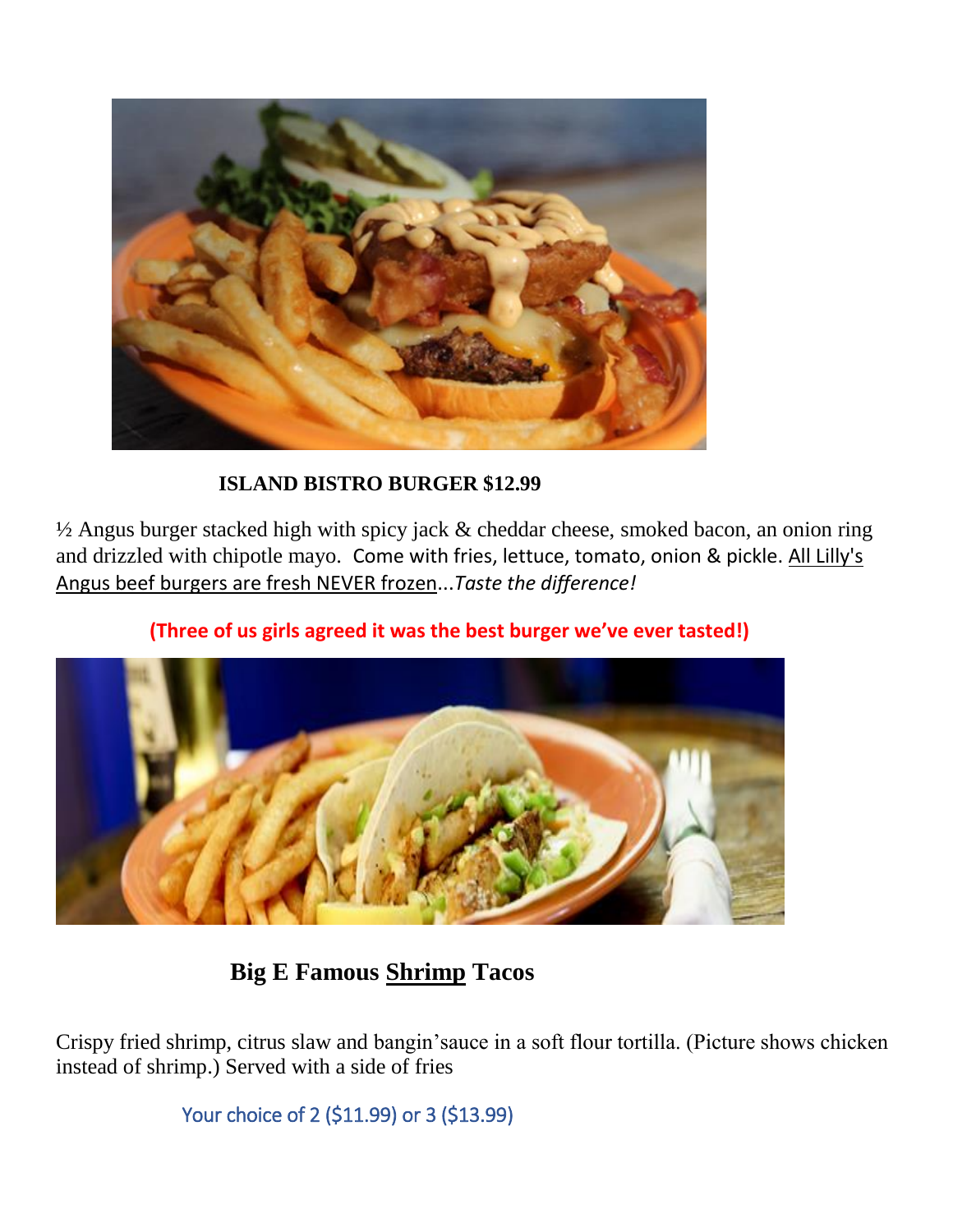**ISLAND BISTRO BURGER $12.99**

½ Angus burger stacked high with spicy jack & cheddar cheese, smoked bacon, an onion ring and drizzled with chipotle mayo. Come with fries, lettuce, tomato, onion & pickle. <u>All Lilly's Angus beef burgers are fresh NEVER frozen</u>...*Taste the difference!*

**(Three of us girls agreed it was the best burger we've ever tasted!)**

## Big E Famous <u>Shrimp</u> Tacos

Crispy fried shrimp, citrus slaw and bangin'sauce in a soft flour tortilla. (Picture shows chicken instead of shrimp.) Served with a side of fries

Your choice of 2 ($11.99) or 3 ($13.99)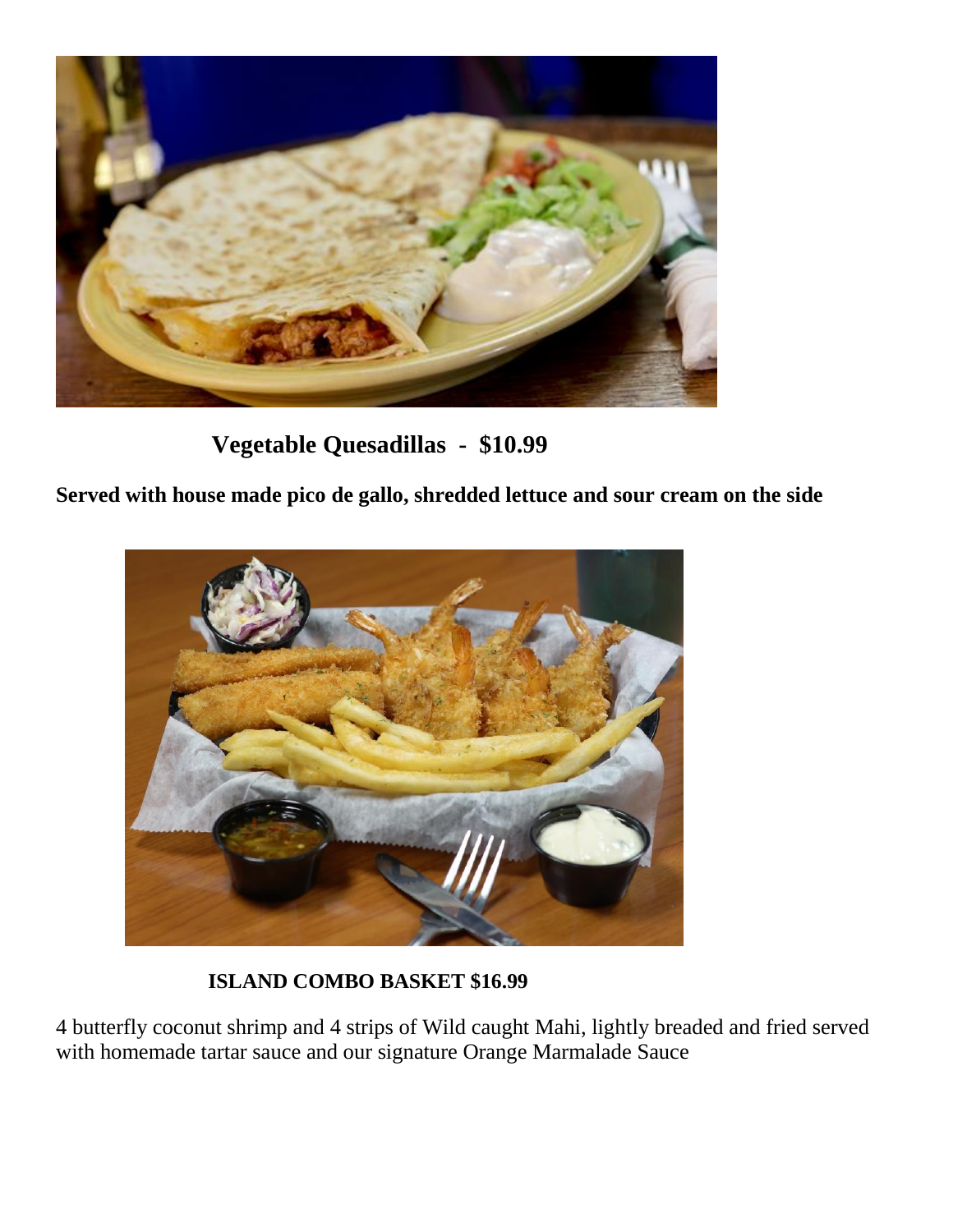**Vegetable Quesadillas - $10.99**

**Served with house made pico de gallo, shredded lettuce and sour cream on the side**

**ISLAND COMBO BASKET $16.99**

4 butterfly coconut shrimp and 4 strips of Wild caught Mahi, lightly breaded and fried served with homemade tartar sauce and our signature Orange Marmalade Sauce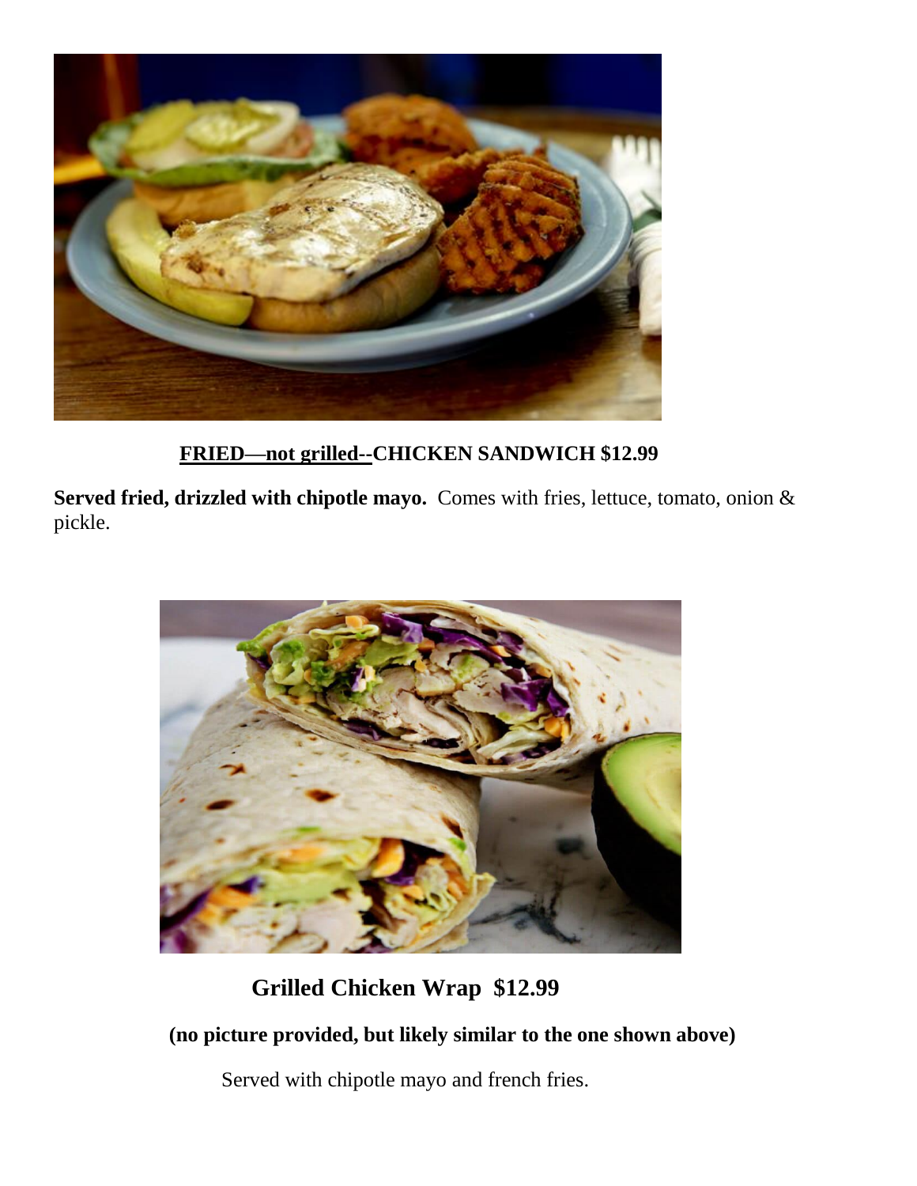**<u>FRIED—not grilled--</u>CHICKEN SANDWICH $12.99**

**Served fried, drizzled with chipotle mayo.** Comes with fries, lettuce, tomato, onion & pickle.

**Grilled Chicken Wrap $12.99**

**(no picture provided, but likely similar to the one shown above)**

Served with chipotle mayo and french fries.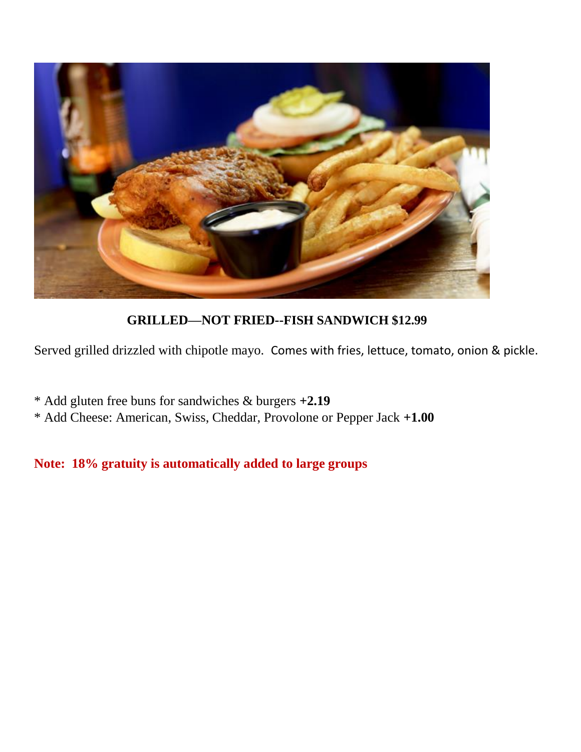**GRILLED—NOT FRIED--FISH SANDWICH $12.99**

Served grilled drizzled with chipotle mayo. Comes with fries, lettuce, tomato, onion & pickle.

* Add gluten free buns for sandwiches & burgers **+2.19**
* Add Cheese: American, Swiss, Cheddar, Provolone or Pepper Jack **+1.00**

**Note: 18% gratuity is automatically added to large groups**